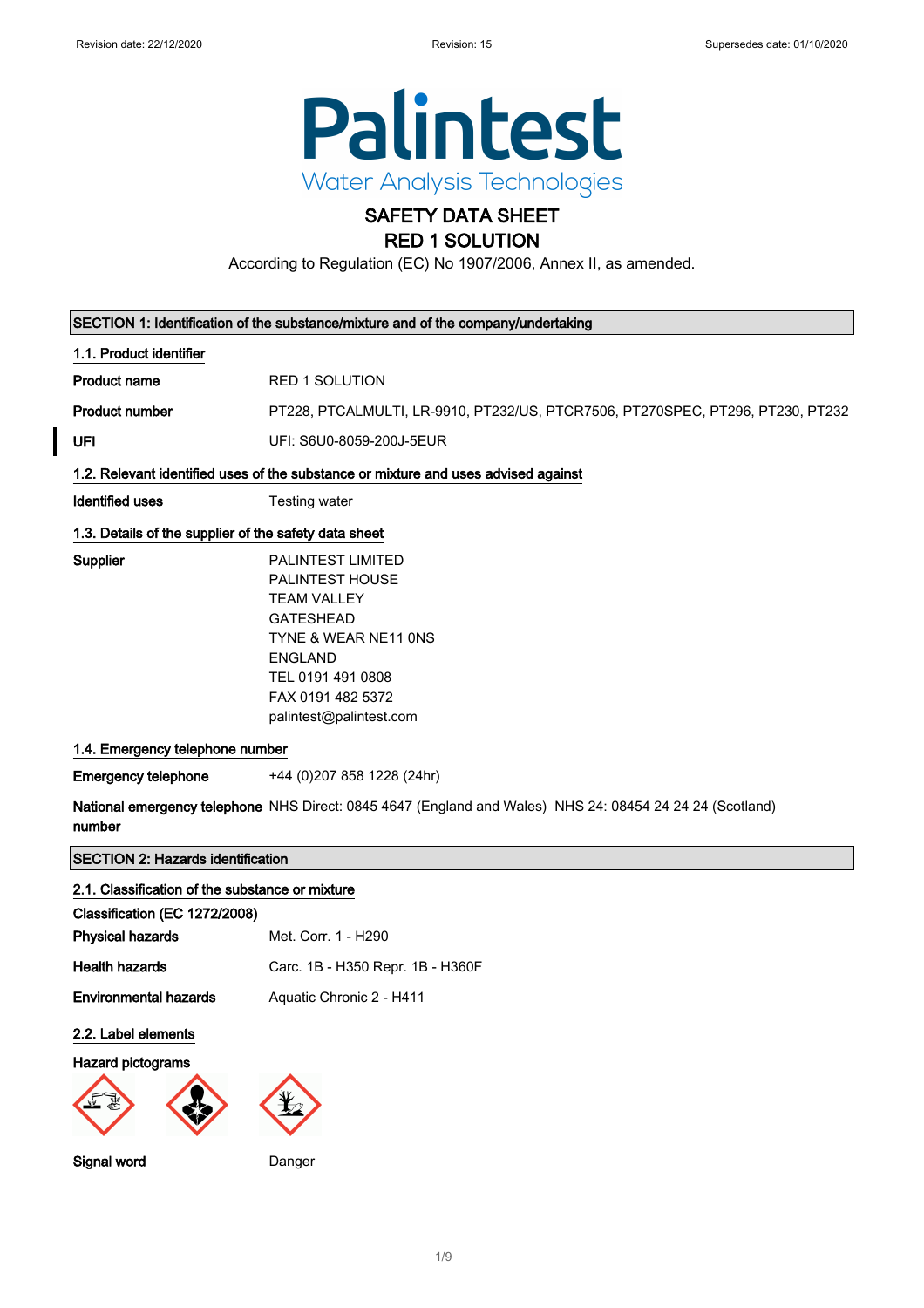Palintest
Water Analysis Technologies

# SAFETY DATA SHEET
# RED 1 SOLUTION

According to Regulation (EC) No 1907/2006, Annex II, as amended.

## SECTION 1: Identification of the substance/mixture and of the company/undertaking

### 1.1. Product identifier

**Product name** RED 1 SOLUTION

**Product number** PT228, PTCALMULTI, LR-9910, PT232/US, PTCR7506, PT270SPEC, PT296, PT230, PT232

**UFI** UFI: S6U0-8059-200J-5EUR

### 1.2. Relevant identified uses of the substance or mixture and uses advised against

**Identified uses** Testing water

### 1.3. Details of the supplier of the safety data sheet

**Supplier**
PALINTEST LIMITED
PALINTEST HOUSE
TEAM VALLEY
GATESHEAD
TYNE & WEAR NE11 0NS
ENGLAND
TEL 0191 491 0808
FAX 0191 482 5372
palintest@palintest.com

### 1.4. Emergency telephone number

**Emergency telephone** +44 (0)207 858 1228 (24hr)

**National emergency telephone number** NHS Direct: 0845 4647 (England and Wales) NHS 24: 08454 24 24 24 (Scotland)

## SECTION 2: Hazards identification

### 2.1. Classification of the substance or mixture

**Classification (EC 1272/2008)**

**Physical hazards** Met. Corr. 1 - H290

**Health hazards** Carc. 1B - H350 Repr. 1B - H360F

**Environmental hazards** Aquatic Chronic 2 - H411

### 2.2. Label elements

**Hazard pictograms**

**Signal word** Danger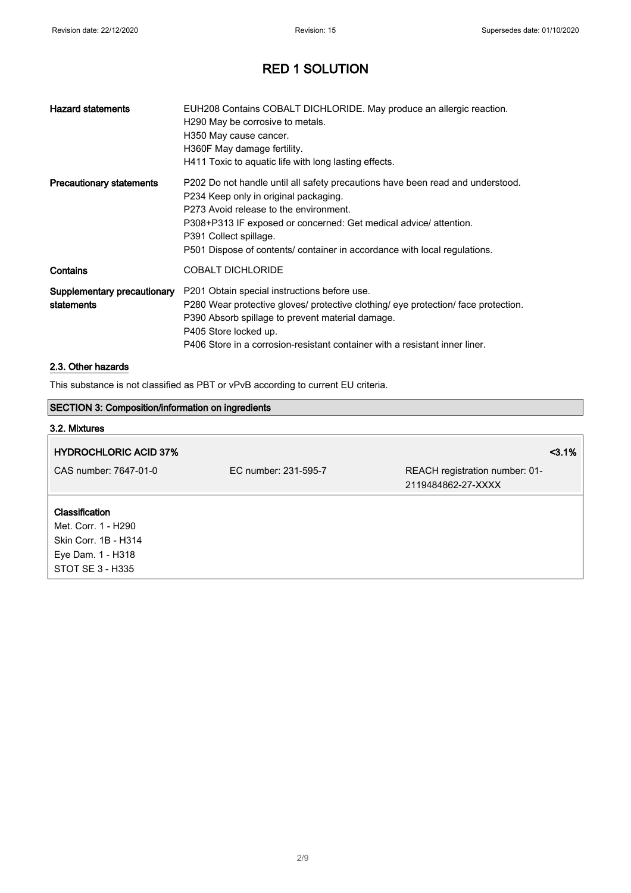| | |
|---|---|
| **Hazard statements** | EUH208 Contains COBALT DICHLORIDE. May produce an allergic reaction.<br>H290 May be corrosive to metals.<br>H350 May cause cancer.<br>H360F May damage fertility.<br>H411 Toxic to aquatic life with long lasting effects. |
| **Precautionary statements** | P202 Do not handle until all safety precautions have been read and understood.<br>P234 Keep only in original packaging.<br>P273 Avoid release to the environment.<br>P308+P313 IF exposed or concerned: Get medical advice/ attention.<br>P391 Collect spillage.<br>P501 Dispose of contents/ container in accordance with local regulations. |
| **Contains** | COBALT DICHLORIDE |
| **Supplementary precautionary statements** | P201 Obtain special instructions before use.<br>P280 Wear protective gloves/ protective clothing/ eye protection/ face protection.<br>P390 Absorb spillage to prevent material damage.<br>P405 Store locked up.<br>P406 Store in a corrosion-resistant container with a resistant inner liner. |

### 2.3. Other hazards

This substance is not classified as PBT or vPvB according to current EU criteria.

## SECTION 3: Composition/information on ingredients

### 3.2. Mixtures

| **HYDROCHLORIC ACID 37%** | | **<3.1%** |
|---|---|---|
| CAS number: 7647-01-0 | EC number: 231-595-7 | REACH registration number: 01-2119484862-27-XXXX |

**Classification**
Met. Corr. 1 - H290
Skin Corr. 1B - H314
Eye Dam. 1 - H318
STOT SE 3 - H335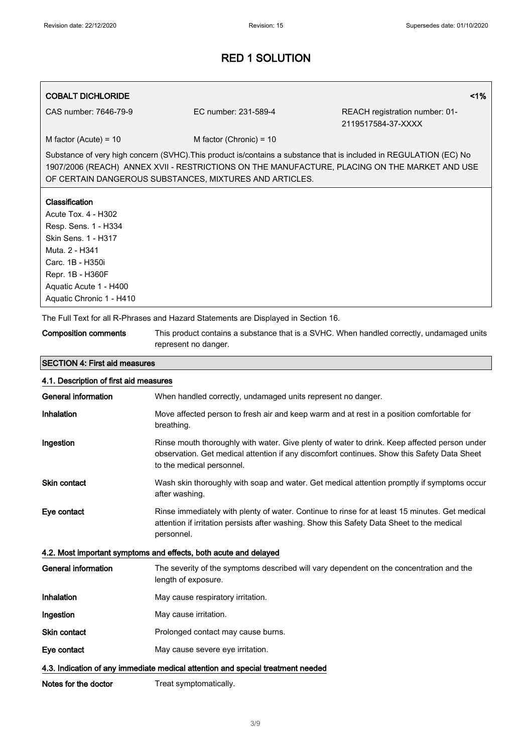# RED 1 SOLUTION

**COBALT DICHLORIDE** <1%

CAS number: 7646-79-9 | EC number: 231-589-4 | REACH registration number: 01-2119517584-37-XXXX

M factor (Acute) = 10 | M factor (Chronic) = 10

Substance of very high concern (SVHC).This product is/contains a substance that is included in REGULATION (EC) No 1907/2006 (REACH) ANNEX XVII - RESTRICTIONS ON THE MANUFACTURE, PLACING ON THE MARKET AND USE OF CERTAIN DANGEROUS SUBSTANCES, MIXTURES AND ARTICLES.

**Classification**

Acute Tox. 4 - H302
Resp. Sens. 1 - H334
Skin Sens. 1 - H317
Muta. 2 - H341
Carc. 1B - H350i
Repr. 1B - H360F
Aquatic Acute 1 - H400
Aquatic Chronic 1 - H410

The Full Text for all R-Phrases and Hazard Statements are Displayed in Section 16.

**Composition comments** This product contains a substance that is a SVHC. When handled correctly, undamaged units represent no danger.

## SECTION 4: First aid measures

### 4.1. Description of first aid measures

**General information** When handled correctly, undamaged units represent no danger.

**Inhalation** Move affected person to fresh air and keep warm and at rest in a position comfortable for breathing.

**Ingestion** Rinse mouth thoroughly with water. Give plenty of water to drink. Keep affected person under observation. Get medical attention if any discomfort continues. Show this Safety Data Sheet to the medical personnel.

**Skin contact** Wash skin thoroughly with soap and water. Get medical attention promptly if symptoms occur after washing.

**Eye contact** Rinse immediately with plenty of water. Continue to rinse for at least 15 minutes. Get medical attention if irritation persists after washing. Show this Safety Data Sheet to the medical personnel.

### 4.2. Most important symptoms and effects, both acute and delayed

**General information** The severity of the symptoms described will vary dependent on the concentration and the length of exposure.

**Inhalation** May cause respiratory irritation.

**Ingestion** May cause irritation.

**Skin contact** Prolonged contact may cause burns.

**Eye contact** May cause severe eye irritation.

### 4.3. Indication of any immediate medical attention and special treatment needed

**Notes for the doctor** Treat symptomatically.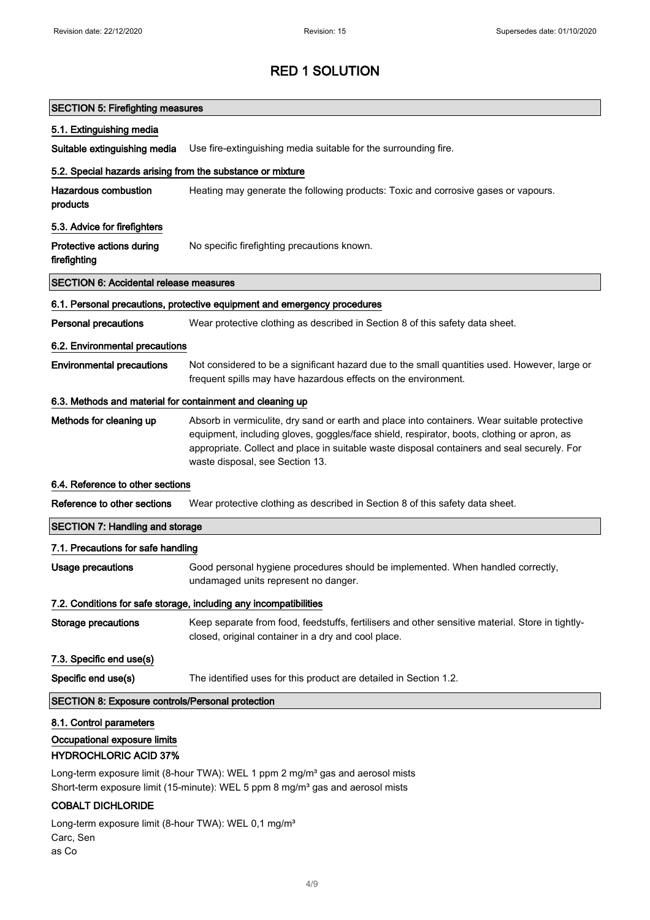# RED 1 SOLUTION

## SECTION 5: Firefighting measures

### 5.1. Extinguishing media

**Suitable extinguishing media** Use fire-extinguishing media suitable for the surrounding fire.

### 5.2. Special hazards arising from the substance or mixture

**Hazardous combustion products** Heating may generate the following products: Toxic and corrosive gases or vapours.

### 5.3. Advice for firefighters

**Protective actions during firefighting** No specific firefighting precautions known.

## SECTION 6: Accidental release measures

### 6.1. Personal precautions, protective equipment and emergency procedures

**Personal precautions** Wear protective clothing as described in Section 8 of this safety data sheet.

### 6.2. Environmental precautions

**Environmental precautions** Not considered to be a significant hazard due to the small quantities used. However, large or frequent spills may have hazardous effects on the environment.

### 6.3. Methods and material for containment and cleaning up

**Methods for cleaning up** Absorb in vermiculite, dry sand or earth and place into containers. Wear suitable protective equipment, including gloves, goggles/face shield, respirator, boots, clothing or apron, as appropriate. Collect and place in suitable waste disposal containers and seal securely. For waste disposal, see Section 13.

### 6.4. Reference to other sections

**Reference to other sections** Wear protective clothing as described in Section 8 of this safety data sheet.

## SECTION 7: Handling and storage

### 7.1. Precautions for safe handling

**Usage precautions** Good personal hygiene procedures should be implemented. When handled correctly, undamaged units represent no danger.

### 7.2. Conditions for safe storage, including any incompatibilities

**Storage precautions** Keep separate from food, feedstuffs, fertilisers and other sensitive material. Store in tightly-closed, original container in a dry and cool place.

### 7.3. Specific end use(s)

**Specific end use(s)** The identified uses for this product are detailed in Section 1.2.

## SECTION 8: Exposure controls/Personal protection

### 8.1. Control parameters

**Occupational exposure limits**

**HYDROCHLORIC ACID 37%**

Long-term exposure limit (8-hour TWA): WEL 1 ppm 2 mg/m³ gas and aerosol mists
Short-term exposure limit (15-minute): WEL 5 ppm 8 mg/m³ gas and aerosol mists

**COBALT DICHLORIDE**

Long-term exposure limit (8-hour TWA): WEL 0,1 mg/m³
Carc, Sen
as Co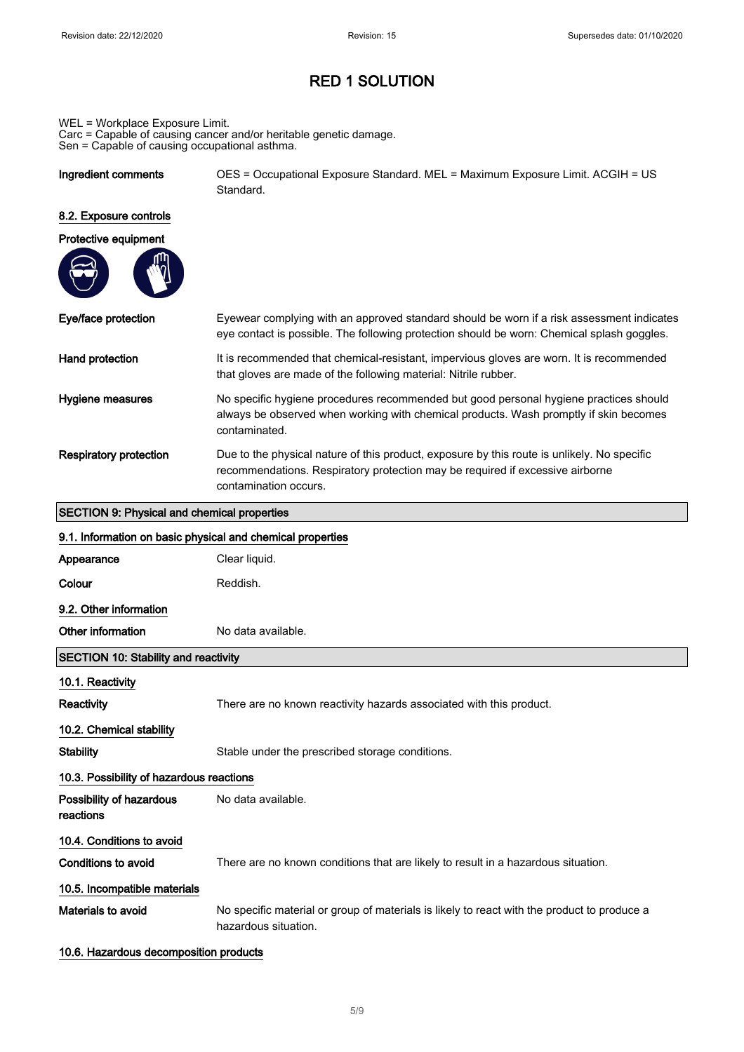# RED 1 SOLUTION

WEL = Workplace Exposure Limit.
Carc = Capable of causing cancer and/or heritable genetic damage.
Sen = Capable of causing occupational asthma.

**Ingredient comments** OES = Occupational Exposure Standard. MEL = Maximum Exposure Limit. ACGIH = US Standard.

### 8.2. Exposure controls

**Protective equipment**

**Eye/face protection** Eyewear complying with an approved standard should be worn if a risk assessment indicates eye contact is possible. The following protection should be worn: Chemical splash goggles.

**Hand protection** It is recommended that chemical-resistant, impervious gloves are worn. It is recommended that gloves are made of the following material: Nitrile rubber.

**Hygiene measures** No specific hygiene procedures recommended but good personal hygiene practices should always be observed when working with chemical products. Wash promptly if skin becomes contaminated.

**Respiratory protection** Due to the physical nature of this product, exposure by this route is unlikely. No specific recommendations. Respiratory protection may be required if excessive airborne contamination occurs.

## SECTION 9: Physical and chemical properties

### 9.1. Information on basic physical and chemical properties

**Appearance** Clear liquid.

**Colour** Reddish.

### 9.2. Other information

**Other information** No data available.

## SECTION 10: Stability and reactivity

### 10.1. Reactivity

**Reactivity** There are no known reactivity hazards associated with this product.

### 10.2. Chemical stability

**Stability** Stable under the prescribed storage conditions.

### 10.3. Possibility of hazardous reactions

**Possibility of hazardous reactions** No data available.

### 10.4. Conditions to avoid

**Conditions to avoid** There are no known conditions that are likely to result in a hazardous situation.

### 10.5. Incompatible materials

**Materials to avoid** No specific material or group of materials is likely to react with the product to produce a hazardous situation.

### 10.6. Hazardous decomposition products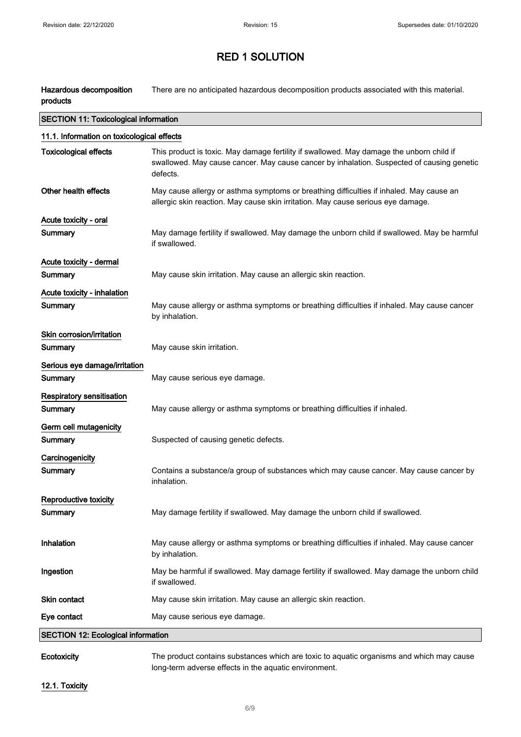# RED 1 SOLUTION

| | |
|---|---|
| **Hazardous decomposition products** | There are no anticipated hazardous decomposition products associated with this material. |

## SECTION 11: Toxicological information

### 11.1. Information on toxicological effects

| | |
|---|---|
| **Toxicological effects** | This product is toxic. May damage fertility if swallowed. May damage the unborn child if swallowed. May cause cancer. May cause cancer by inhalation. Suspected of causing genetic defects. |
| **Other health effects** | May cause allergy or asthma symptoms or breathing difficulties if inhaled. May cause an allergic skin reaction. May cause skin irritation. May cause serious eye damage. |

**Acute toxicity - oral**

| | |
|---|---|
| **Summary** | May damage fertility if swallowed. May damage the unborn child if swallowed. May be harmful if swallowed. |

**Acute toxicity - dermal**

| | |
|---|---|
| **Summary** | May cause skin irritation. May cause an allergic skin reaction. |

**Acute toxicity - inhalation**

| | |
|---|---|
| **Summary** | May cause allergy or asthma symptoms or breathing difficulties if inhaled. May cause cancer by inhalation. |

**Skin corrosion/irritation**

| | |
|---|---|
| **Summary** | May cause skin irritation. |

**Serious eye damage/irritation**

| | |
|---|---|
| **Summary** | May cause serious eye damage. |

**Respiratory sensitisation**

| | |
|---|---|
| **Summary** | May cause allergy or asthma symptoms or breathing difficulties if inhaled. |

**Germ cell mutagenicity**

| | |
|---|---|
| **Summary** | Suspected of causing genetic defects. |

**Carcinogenicity**

| | |
|---|---|
| **Summary** | Contains a substance/a group of substances which may cause cancer. May cause cancer by inhalation. |

**Reproductive toxicity**

| | |
|---|---|
| **Summary** | May damage fertility if swallowed. May damage the unborn child if swallowed. |

| | |
|---|---|
| **Inhalation** | May cause allergy or asthma symptoms or breathing difficulties if inhaled. May cause cancer by inhalation. |
| **Ingestion** | May be harmful if swallowed. May damage fertility if swallowed. May damage the unborn child if swallowed. |
| **Skin contact** | May cause skin irritation. May cause an allergic skin reaction. |
| **Eye contact** | May cause serious eye damage. |

## SECTION 12: Ecological information

| | |
|---|---|
| **Ecotoxicity** | The product contains substances which are toxic to aquatic organisms and which may cause long-term adverse effects in the aquatic environment. |

### 12.1. Toxicity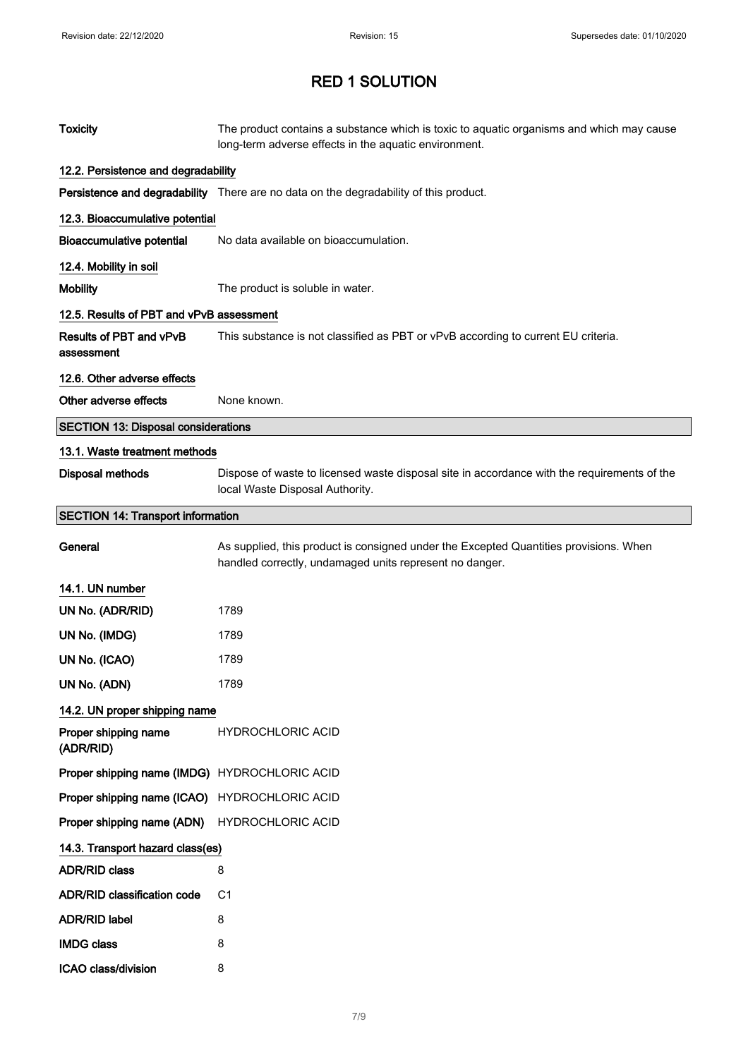# RED 1 SOLUTION

| | |
|---|---|
| **Toxicity** | The product contains a substance which is toxic to aquatic organisms and which may cause long-term adverse effects in the aquatic environment. |

### 12.2. Persistence and degradability

| | |
|---|---|
| **Persistence and degradability** | There are no data on the degradability of this product. |

### 12.3. Bioaccumulative potential

| | |
|---|---|
| **Bioaccumulative potential** | No data available on bioaccumulation. |

### 12.4. Mobility in soil

| | |
|---|---|
| **Mobility** | The product is soluble in water. |

### 12.5. Results of PBT and vPvB assessment

| | |
|---|---|
| **Results of PBT and vPvB assessment** | This substance is not classified as PBT or vPvB according to current EU criteria. |

### 12.6. Other adverse effects

| | |
|---|---|
| **Other adverse effects** | None known. |

## SECTION 13: Disposal considerations

### 13.1. Waste treatment methods

| | |
|---|---|
| **Disposal methods** | Dispose of waste to licensed waste disposal site in accordance with the requirements of the local Waste Disposal Authority. |

## SECTION 14: Transport information

| | |
|---|---|
| **General** | As supplied, this product is consigned under the Excepted Quantities provisions. When handled correctly, undamaged units represent no danger. |

### 14.1. UN number

| | |
|---|---|
| **UN No. (ADR/RID)** | 1789 |
| **UN No. (IMDG)** | 1789 |
| **UN No. (ICAO)** | 1789 |
| **UN No. (ADN)** | 1789 |

### 14.2. UN proper shipping name

| | |
|---|---|
| **Proper shipping name (ADR/RID)** | HYDROCHLORIC ACID |
| **Proper shipping name (IMDG)** | HYDROCHLORIC ACID |
| **Proper shipping name (ICAO)** | HYDROCHLORIC ACID |
| **Proper shipping name (ADN)** | HYDROCHLORIC ACID |

### 14.3. Transport hazard class(es)

| | |
|---|---|
| **ADR/RID class** | 8 |
| **ADR/RID classification code** | C1 |
| **ADR/RID label** | 8 |
| **IMDG class** | 8 |
| **ICAO class/division** | 8 |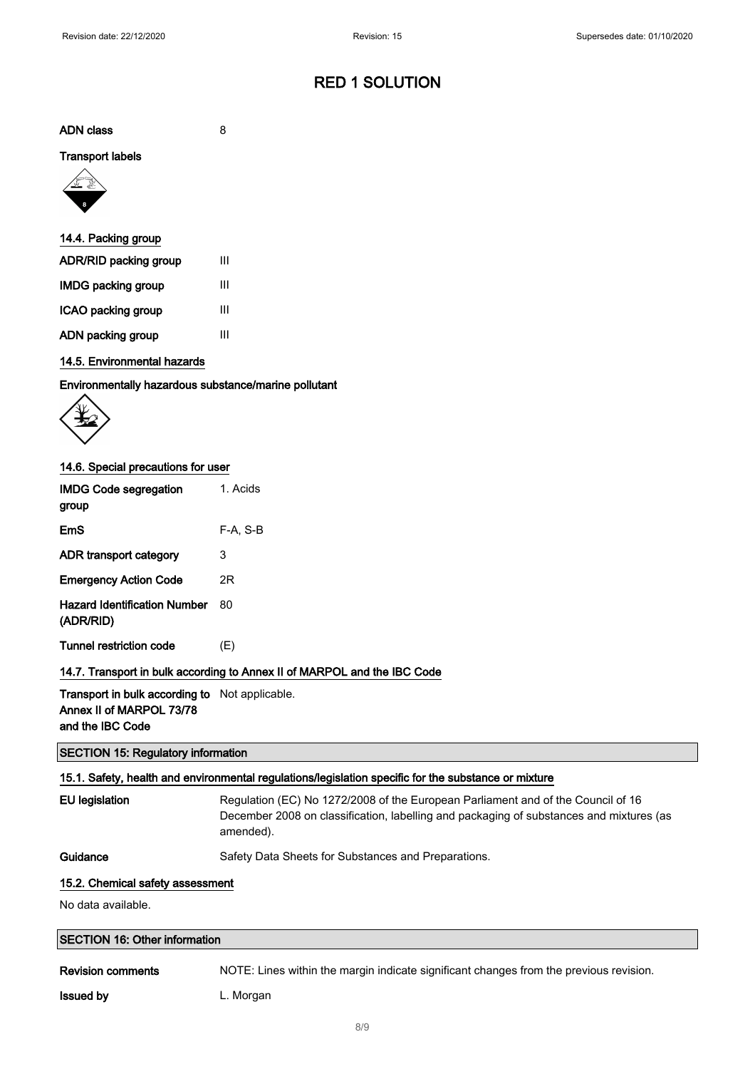# RED 1 SOLUTION

**ADN class** 8

**Transport labels**

### 14.4. Packing group

| | |
|---|---|
| **ADR/RID packing group** | III |
| **IMDG packing group** | III |
| **ICAO packing group** | III |
| **ADN packing group** | III |

### 14.5. Environmental hazards

**Environmentally hazardous substance/marine pollutant**

### 14.6. Special precautions for user

| | |
|---|---|
| **IMDG Code segregation group** | 1. Acids |
| **EmS** | F-A, S-B |
| **ADR transport category** | 3 |
| **Emergency Action Code** | 2R |
| **Hazard Identification Number (ADR/RID)** | 80 |
| **Tunnel restriction code** | (E) |

### 14.7. Transport in bulk according to Annex II of MARPOL and the IBC Code

**Transport in bulk according to Annex II of MARPOL 73/78 and the IBC Code** Not applicable.

## SECTION 15: Regulatory information

### 15.1. Safety, health and environmental regulations/legislation specific for the substance or mixture

**EU legislation** Regulation (EC) No 1272/2008 of the European Parliament and of the Council of 16 December 2008 on classification, labelling and packaging of substances and mixtures (as amended).

**Guidance** Safety Data Sheets for Substances and Preparations.

### 15.2. Chemical safety assessment

No data available.

## SECTION 16: Other information

**Revision comments** NOTE: Lines within the margin indicate significant changes from the previous revision.

**Issued by** L. Morgan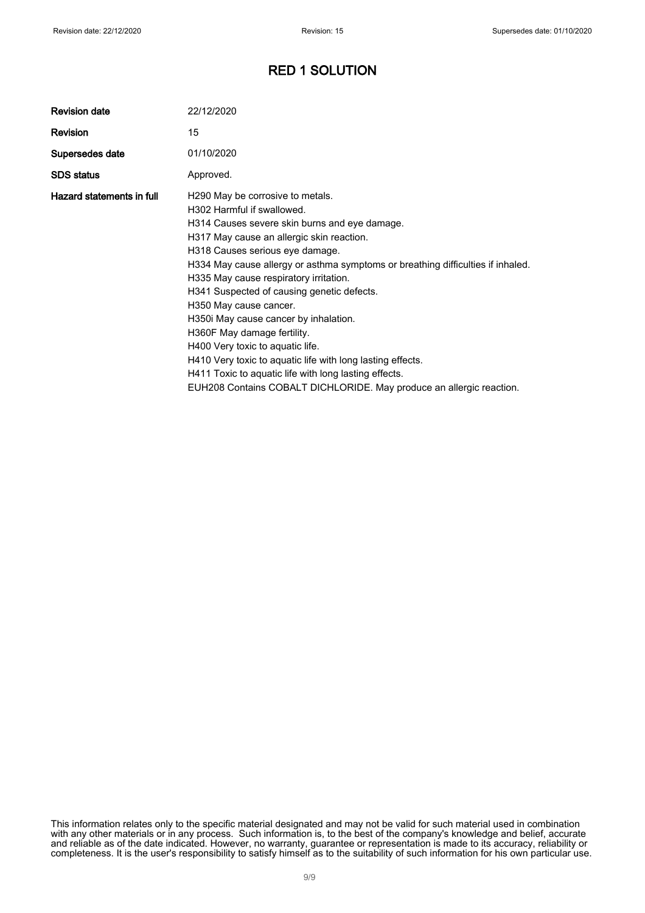# RED 1 SOLUTION

| | |
|---|---|
| **Revision date** | 22/12/2020 |
| **Revision** | 15 |
| **Supersedes date** | 01/10/2020 |
| **SDS status** | Approved. |
| **Hazard statements in full** | H290 May be corrosive to metals.<br>H302 Harmful if swallowed.<br>H314 Causes severe skin burns and eye damage.<br>H317 May cause an allergic skin reaction.<br>H318 Causes serious eye damage.<br>H334 May cause allergy or asthma symptoms or breathing difficulties if inhaled.<br>H335 May cause respiratory irritation.<br>H341 Suspected of causing genetic defects.<br>H350 May cause cancer.<br>H350i May cause cancer by inhalation.<br>H360F May damage fertility.<br>H400 Very toxic to aquatic life.<br>H410 Very toxic to aquatic life with long lasting effects.<br>H411 Toxic to aquatic life with long lasting effects.<br>EUH208 Contains COBALT DICHLORIDE. May produce an allergic reaction. |

This information relates only to the specific material designated and may not be valid for such material used in combination with any other materials or in any process. Such information is, to the best of the company's knowledge and belief, accurate and reliable as of the date indicated. However, no warranty, guarantee or representation is made to its accuracy, reliability or completeness. It is the user's responsibility to satisfy himself as to the suitability of such information for his own particular use.